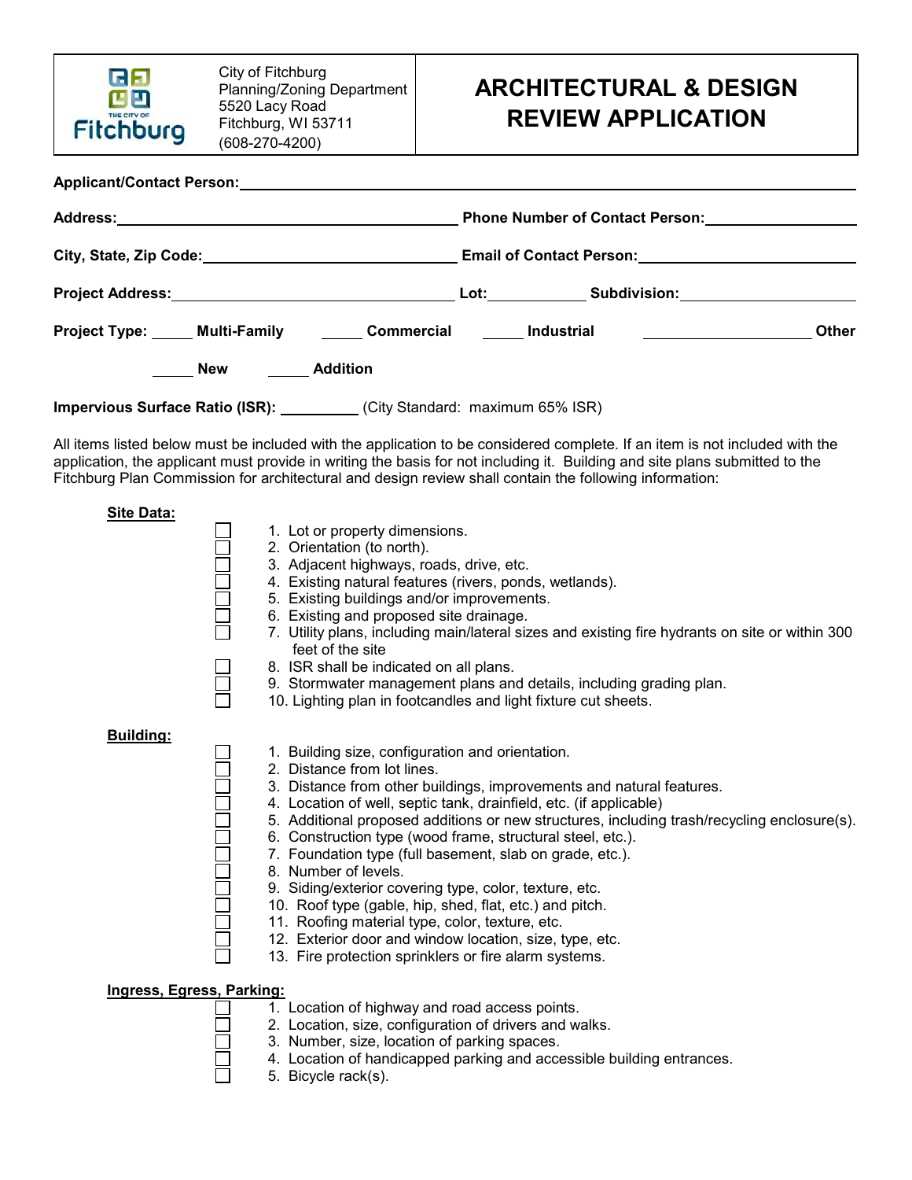City of Fitchburg
Planning/Zoning Department
5520 Lacy Road
Fitchburg, WI 53711
(608-270-4200)

# ARCHITECTURAL & DESIGN REVIEW APPLICATION

**Applicant/Contact Person:** ______________________________________________

**Address:** ______________________________ **Phone Number of Contact Person:** ______________

**City, State, Zip Code:** ______________________ **Email of Contact Person:** ______________________

**Project Address:** ______________________ **Lot:** ________ **Subdivision:** ______________

**Project Type:** _____ **Multi-Family** _____ **Commercial** _____ **Industrial** ______________ **Other**

_____ **New** _____ **Addition**

**Impervious Surface Ratio (ISR):** _________ (City Standard: maximum 65% ISR)

All items listed below must be included with the application to be considered complete. If an item is not included with the application, the applicant must provide in writing the basis for not including it. Building and site plans submitted to the Fitchburg Plan Commission for architectural and design review shall contain the following information:

**Site Data:**

- [ ] 1. Lot or property dimensions.
- [ ] 2. Orientation (to north).
- [ ] 3. Adjacent highways, roads, drive, etc.
- [ ] 4. Existing natural features (rivers, ponds, wetlands).
- [ ] 5. Existing buildings and/or improvements.
- [ ] 6. Existing and proposed site drainage.
- [ ] 7. Utility plans, including main/lateral sizes and existing fire hydrants on site or within 300 feet of the site
- [ ] 8. ISR shall be indicated on all plans.
- [ ] 9. Stormwater management plans and details, including grading plan.
- [ ] 10. Lighting plan in footcandles and light fixture cut sheets.

**Building:**

- [ ] 1. Building size, configuration and orientation.
- [ ] 2. Distance from lot lines.
- [ ] 3. Distance from other buildings, improvements and natural features.
- [ ] 4. Location of well, septic tank, drainfield, etc. (if applicable)
- [ ] 5. Additional proposed additions or new structures, including trash/recycling enclosure(s).
- [ ] 6. Construction type (wood frame, structural steel, etc.).
- [ ] 7. Foundation type (full basement, slab on grade, etc.).
- [ ] 8. Number of levels.
- [ ] 9. Siding/exterior covering type, color, texture, etc.
- [ ] 10. Roof type (gable, hip, shed, flat, etc.) and pitch.
- [ ] 11. Roofing material type, color, texture, etc.
- [ ] 12. Exterior door and window location, size, type, etc.
- [ ] 13. Fire protection sprinklers or fire alarm systems.

**Ingress, Egress, Parking:**

- [ ] 1. Location of highway and road access points.
- [ ] 2. Location, size, configuration of drivers and walks.
- [ ] 3. Number, size, location of parking spaces.
- [ ] 4. Location of handicapped parking and accessible building entrances.
- [ ] 5. Bicycle rack(s).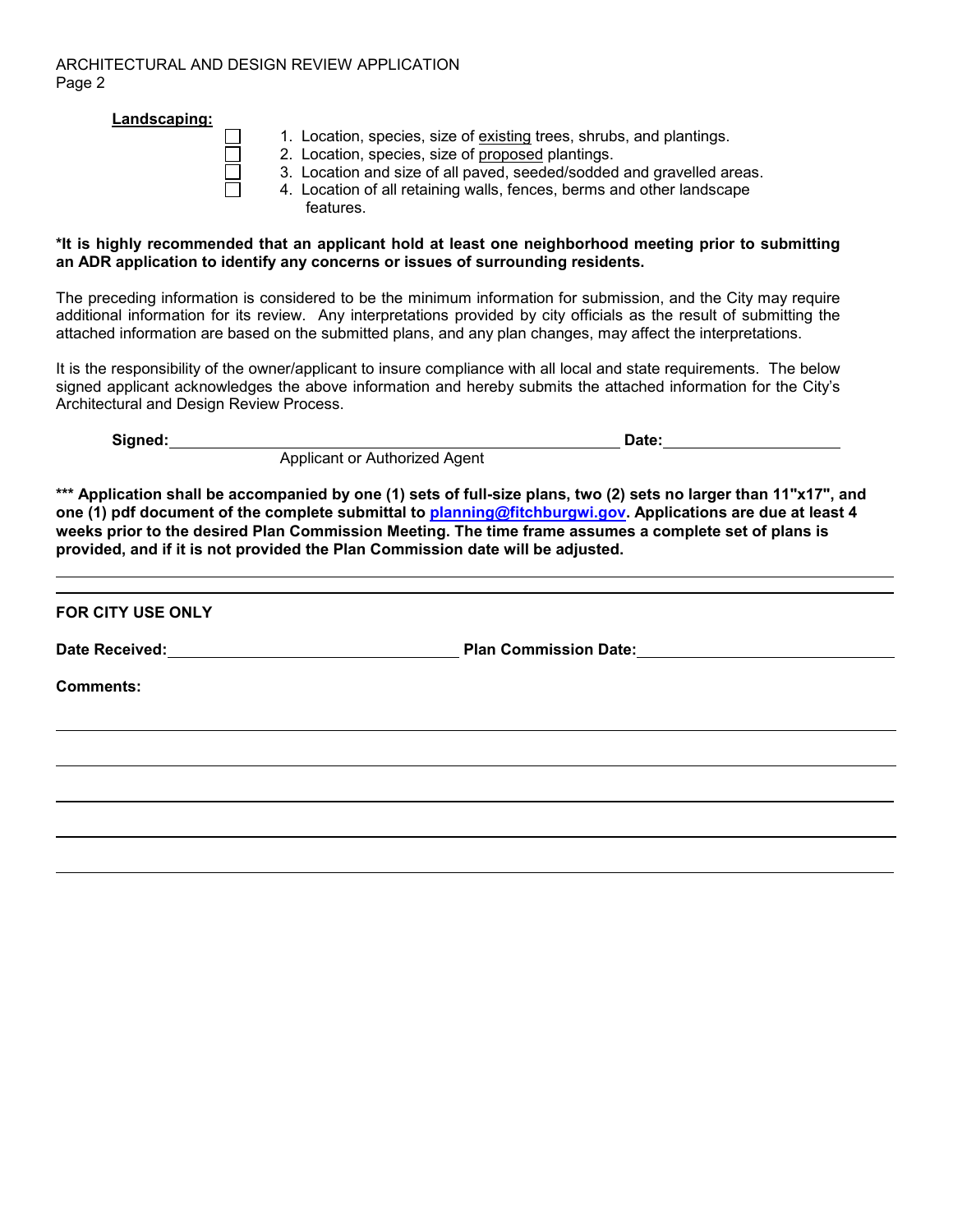**Landscaping:**

- ☐ 1. Location, species, size of existing trees, shrubs, and plantings.
- ☐ 2. Location, species, size of proposed plantings.
- ☐ 3. Location and size of all paved, seeded/sodded and gravelled areas.
- ☐ 4. Location of all retaining walls, fences, berms and other landscape features.

**\*It is highly recommended that an applicant hold at least one neighborhood meeting prior to submitting an ADR application to identify any concerns or issues of surrounding residents.**

The preceding information is considered to be the minimum information for submission, and the City may require additional information for its review. Any interpretations provided by city officials as the result of submitting the attached information are based on the submitted plans, and any plan changes, may affect the interpretations.

It is the responsibility of the owner/applicant to insure compliance with all local and state requirements. The below signed applicant acknowledges the above information and hereby submits the attached information for the City's Architectural and Design Review Process.

**Signed:** ____________________________________________ **Date:** ____________________

Applicant or Authorized Agent

**\*\*\* Application shall be accompanied by one (1) sets of full-size plans, two (2) sets no larger than 11"x17", and one (1) pdf document of the complete submittal to planning@fitchburgwi.gov. Applications are due at least 4 weeks prior to the desired Plan Commission Meeting. The time frame assumes a complete set of plans is provided, and if it is not provided the Plan Commission date will be adjusted.**

---

**FOR CITY USE ONLY**

**Date Received:** ______________________________ **Plan Commission Date:** ______________________________

**Comments:**

________________________________________________________________________________

________________________________________________________________________________

________________________________________________________________________________

________________________________________________________________________________

________________________________________________________________________________